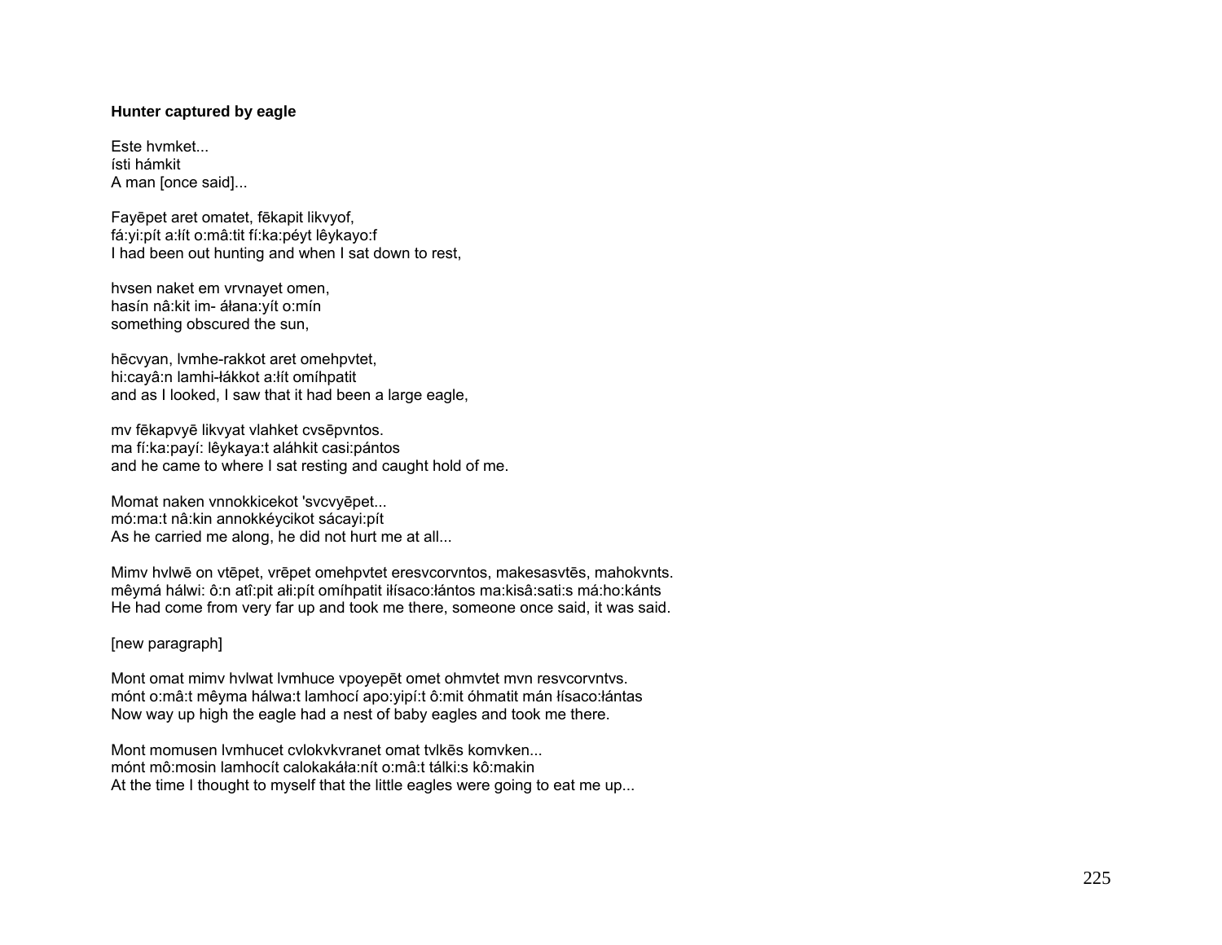**Hunter captured by eagle**

Este hvmket...
ísti hámkit
A man [once said]...

Fayēpet aret omatet, fēkapit likvyof,
fá:yi:pít a:łít o:mâ:tit fí:ka:péyt lêykayo:f
I had been out hunting and when I sat down to rest,

hvsen naket em vrvnayet omen,
hasín nâ:kit im- áłana:yít o:mín
something obscured the sun,

hēcvyan, lvmhe-rakkot aret omehpvtet,
hi:cayâ:n lamhi-łákkot a:łít omíhpatit
and as I looked, I saw that it had been a large eagle,

mv fēkapvyē likvyat vlahket cvsēpvntos.
ma fí:ka:payí: lêykaya:t aláhkit casi:pántos
and he came to where I sat resting and caught hold of me.

Momat naken vnnokkicekot 'svcvyēpet...
mó:ma:t nâ:kin annokkéycikot sácayi:pít
As he carried me along, he did not hurt me at all...

Mimv hvlwē on vtēpet, vrēpet omehpvtet eresvcorvntos, makesasvtēs, mahokvnts.
mêymá hálwi: ô:n atî:pit ałi:pít omíhpatit iłísaco:łántos ma:kisâ:sati:s má:ho:kánts
He had come from very far up and took me there, someone once said, it was said.

[new paragraph]

Mont omat mimv hvlwat lvmhuce vpoyepēt omet ohmvtet mvn resvcorvntvs.
mónt o:mâ:t mêyma hálwa:t lamhocí apo:yipí:t ô:mit óhmatit mán łísaco:łántas
Now way up high the eagle had a nest of baby eagles and took me there.

Mont momusen lvmhucet cvlokvkvranet omat tvlkēs komvken...
mónt mô:mosin lamhocít calokakáła:nít o:mâ:t tálki:s kô:makin
At the time I thought to myself that the little eagles were going to eat me up...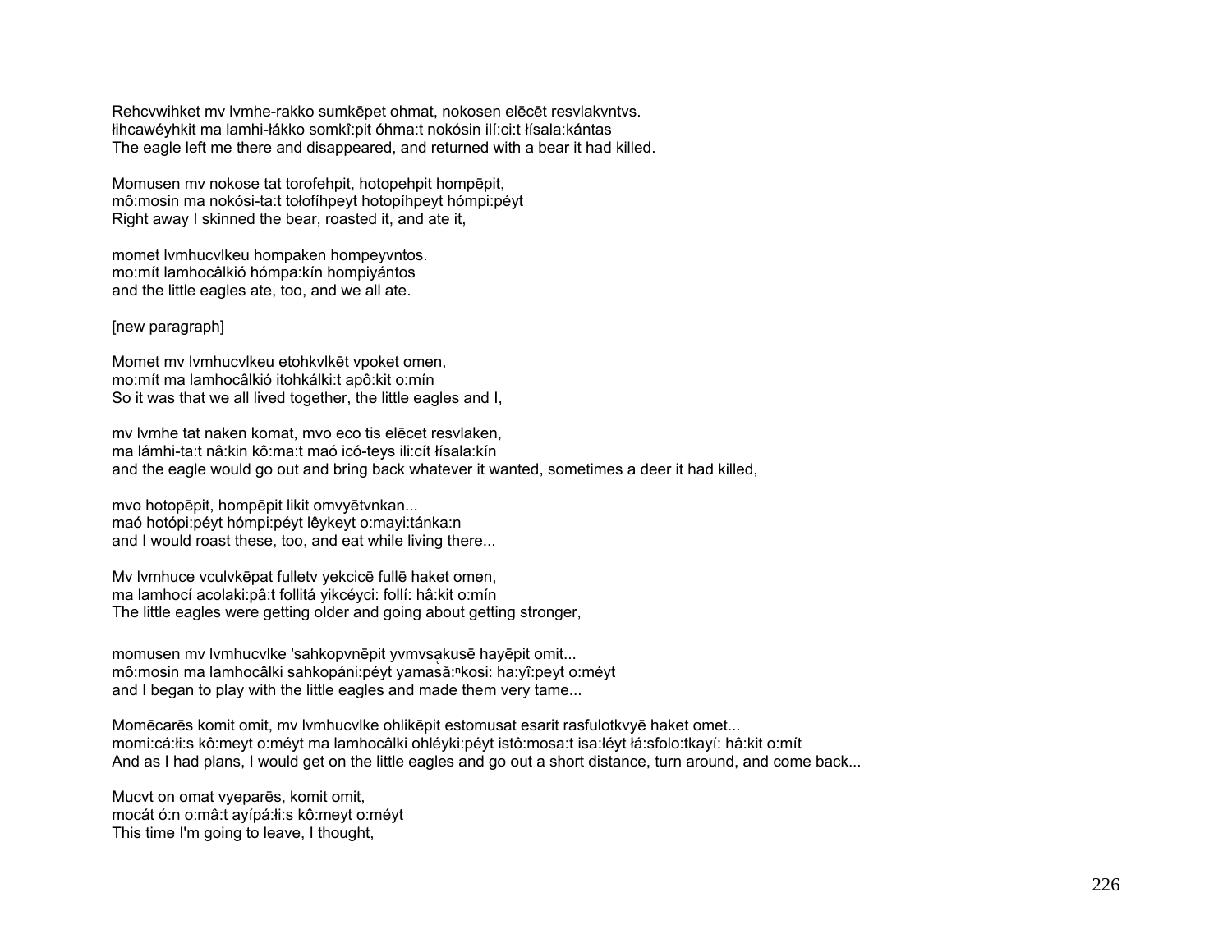Rehcvwihket mv lvmhe-rakko sumkēpet ohmat, nokosen elēcēt resvlakvntvs.
łihcawéyhkit ma lamhi-łákko somkî:pit óhma:t nokósin ilí:ci:t łísala:kántas
The eagle left me there and disappeared, and returned with a bear it had killed.

Momusen mv nokose tat torofehpit, hotopehpit hompēpit,
mô:mosin ma nokósi-ta:t tołofíhpeyt hotopíhpeyt hómpi:péyt
Right away I skinned the bear, roasted it, and ate it,

momet lvmhucvlkeu hompaken hompeyvntos.
mo:mít lamhocâlkió hómpa:kín hompiyántos
and the little eagles ate, too, and we all ate.

[new paragraph]

Momet mv lvmhucvlkeu etohkvlkēt vpoket omen,
mo:mít ma lamhocâlkió itohkálki:t apô:kit o:mín
So it was that we all lived together, the little eagles and I,

mv lvmhe tat naken komat, mvo eco tis elēcet resvlaken,
ma lámhi-ta:t nâ:kin kô:ma:t maó icó-teys ili:cít łísala:kín
and the eagle would go out and bring back whatever it wanted, sometimes a deer it had killed,

mvo hotopēpit, hompēpit likit omvyētvnkan...
maó hotópi:péyt hómpi:péyt lêykeyt o:mayi:tánka:n
and I would roast these, too, and eat while living there...

Mv lvmhuce vculvkēpat fulletv yekcicē fullē haket omen,
ma lamhocí acolaki:pâ:t follitá yikcéyci: follí: hâ:kit o:mín
The little eagles were getting older and going about getting stronger,

momusen mv lvmhucvlke 'sahkopvnēpit yvmvsạkusē hayēpit omit...
mô:mosin ma lamhocâlki sahkopáni:péyt yamasă:ⁿkosi: ha:yî:peyt o:méyt
and I began to play with the little eagles and made them very tame...

Momēcarēs komit omit, mv lvmhucvlke ohlikēpit estomusat esarit rasfulotkvyē haket omet...
momi:cá:łi:s kô:meyt o:méyt ma lamhocâlki ohléyki:péyt istô:mosa:t isa:łéyt łá:sfolo:tkayí: hâ:kit o:mít
And as I had plans, I would get on the little eagles and go out a short distance, turn around, and come back...

Mucvt on omat vyeparēs, komit omit,
mocát ó:n o:mâ:t ayípá:łi:s kô:meyt o:méyt
This time I'm going to leave, I thought,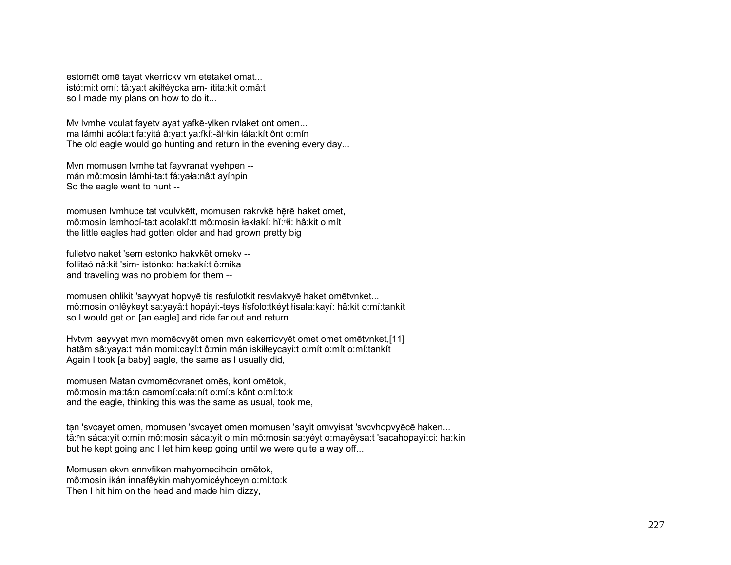estomēt omē tayat vkerrickv vm etetaket omat...
istó:mi:t omí: tâ:ya:t akiłłéycka am- ítita:kít o:mâ:t
so I made my plans on how to do it...

Mv lvmhe vculat fayetv ayat yafkē-vlken rvlaket ont omen...
ma lámhi acóla:t fa:yitá â:ya:t ya:fkĭ:-ălⁿkin łála:kít ônt o:mín
The old eagle would go hunting and return in the evening every day...

Mvn momusen lvmhe tat fayvranat vyehpen --
mán mô:mosin lámhi-ta:t fá:yała:nâ:t ayíhpin
So the eagle went to hunt --

momusen lvmhuce tat vculvkētt, momusen rakrvkē hẹrē haket omet,
mô:mosin lamhocí-ta:t acolakî:tt mô:mosin łakłakí: hĭ:ⁿłi: hâ:kit o:mít
the little eagles had gotten older and had grown pretty big

fulletvo naket 'sem estonko hakvkēt omekv --
follitaó nâ:kit 'sim- istónko: ha:kakí:t ô:mika
and traveling was no problem for them --

momusen ohlikit 'sayvyat hopvyē tis resfulotkit resvlakvyē haket omētvnket...
mô:mosin ohlêykeyt sa:yayâ:t hopáyi:-teys łísfolo:tkéyt łísala:kayí: hâ:kit o:mí:tankít
so I would get on [an eagle] and ride far out and return...

Hvtvm 'sayvyat mvn momēcvyēt omen mvn eskerricvyē omet omet omētvnket,[11]
hatâm sâ:yaya:t mán momi:cayí:t ô:min mán iskiłłeycayi:t o:mít o:mít o:mí:tankít
Again I took [a baby] eagle, the same as I usually did,

momusen Matan cvmomēcvranet omēs, kont omētok,
mô:mosin ma:tá:n camomí:cała:nít o:mí:s kônt o:mí:to:k
and the eagle, thinking this was the same as usual, took me,

tan 'svcayet omen, momusen 'svcayet omen momusen 'sayit omvyisat 'svcvhopvyēcē haken...
tă:ⁿn sáca:yít o:mín mô:mosin sáca:yít o:mín mô:mosin sa:yéyt o:mayêysa:t 'sacahopayí:ci: ha:kín
but he kept going and I let him keep going until we were quite a way off...

Momusen ekvn ennvfiken mahyomecihcin omētok,
mô:mosin ikán innafêykin mahyomicéyhceyn o:mí:to:k
Then I hit him on the head and made him dizzy,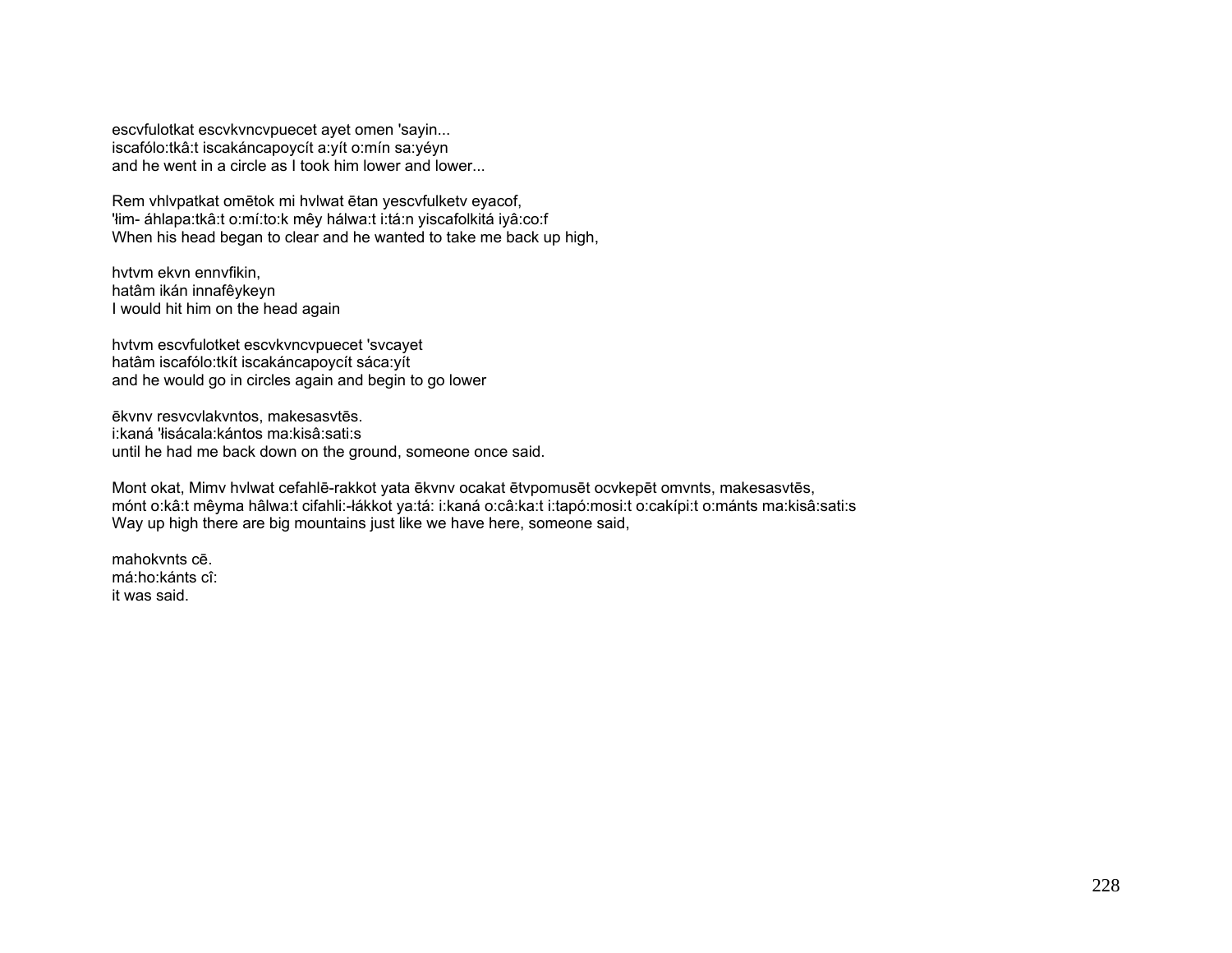escvfulotkat escvkvncvpuecet ayet omen 'sayin...
iscafólo:tkâ:t iscakáncapoycít a:yít o:mín sa:yéyn
and he went in a circle as I took him lower and lower...

Rem vhlvpatkat omētok mi hvlwat ētan yescvfulketv eyacof,
'łim- áhlapa:tkâ:t o:mí:to:k mêy hálwa:t i:tá:n yiscafolkitá iyâ:co:f
When his head began to clear and he wanted to take me back up high,

hvtvm ekvn ennvfikin,
hatâm ikán innafêykeyn
I would hit him on the head again

hvtvm escvfulotket escvkvncvpuecet 'svcayet
hatâm iscafólo:tkít iscakáncapoycít sáca:yít
and he would go in circles again and begin to go lower

ēkvnv resvcvlakvntos, makesasvtēs.
i:kaná 'łisácala:kántos ma:kisâ:sati:s
until he had me back down on the ground, someone once said.

Mont okat, Mimv hvlwat cefahlē-rakkot yata ēkvnv ocakat ētvpomusēt ocvkepēt omvnts, makesasvtēs,
mónt o:kâ:t mêyma hâlwa:t cifahli:-łákkot ya:tá: i:kaná o:câ:ka:t i:tapó:mosi:t o:cakípi:t o:mánts ma:kisâ:sati:s
Way up high there are big mountains just like we have here, someone said,

mahokvnts cē.
má:ho:kánts cî:
it was said.